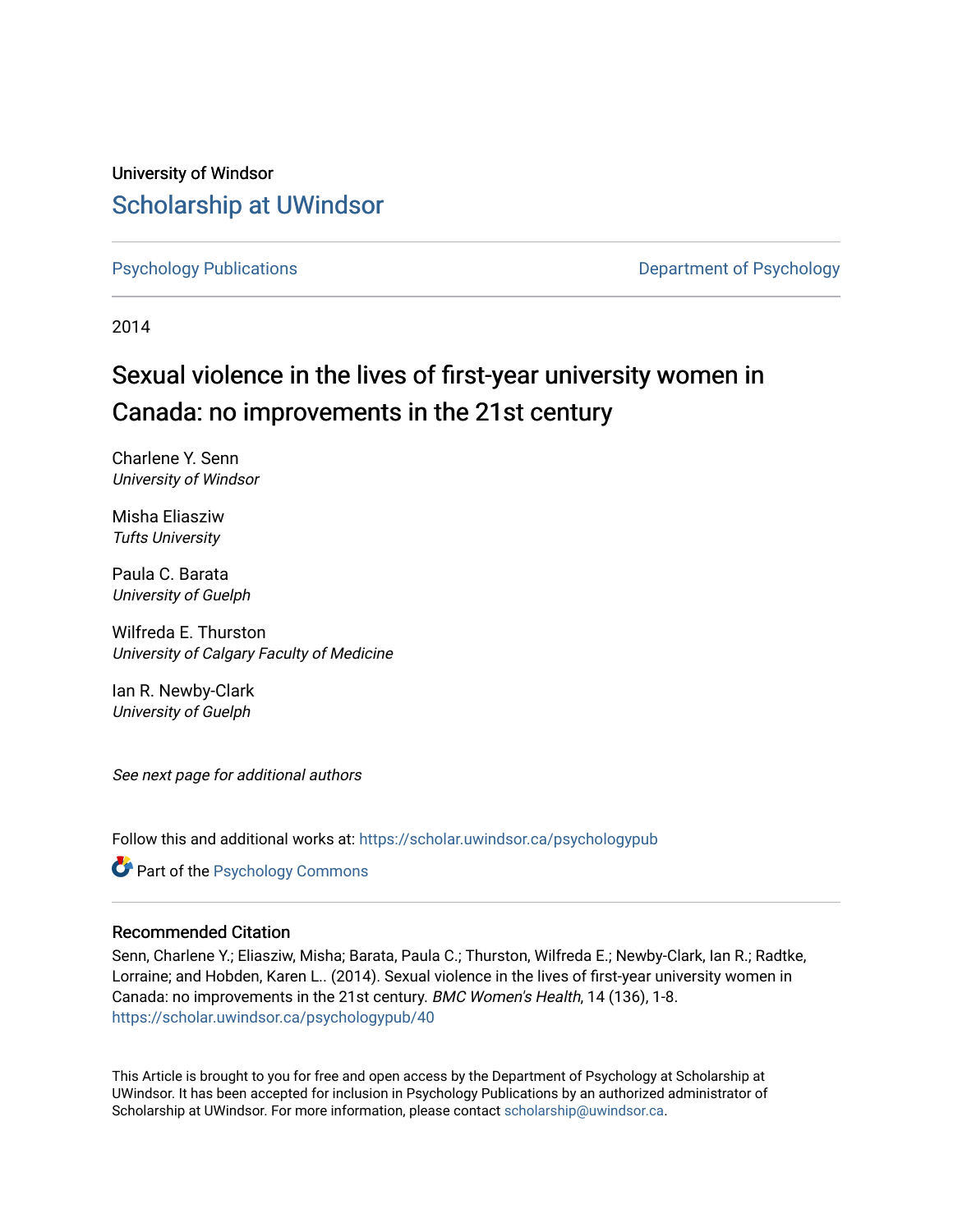University of Windsor

# Scholarship at UWindsor

Psychology Publications

Department of Psychology

2014

## Sexual violence in the lives of first-year university women in Canada: no improvements in the 21st century

Charlene Y. Senn
*University of Windsor*

Misha Eliasziw
*Tufts University*

Paula C. Barata
*University of Guelph*

Wilfreda E. Thurston
*University of Calgary Faculty of Medicine*

Ian R. Newby-Clark
*University of Guelph*

*See next page for additional authors*

Follow this and additional works at: https://scholar.uwindsor.ca/psychologypub

Part of the Psychology Commons

### Recommended Citation

Senn, Charlene Y.; Eliasziw, Misha; Barata, Paula C.; Thurston, Wilfreda E.; Newby-Clark, Ian R.; Radtke, Lorraine; and Hobden, Karen L.. (2014). Sexual violence in the lives of first-year university women in Canada: no improvements in the 21st century. *BMC Women's Health*, 14 (136), 1-8.
https://scholar.uwindsor.ca/psychologypub/40

This Article is brought to you for free and open access by the Department of Psychology at Scholarship at UWindsor. It has been accepted for inclusion in Psychology Publications by an authorized administrator of Scholarship at UWindsor. For more information, please contact scholarship@uwindsor.ca.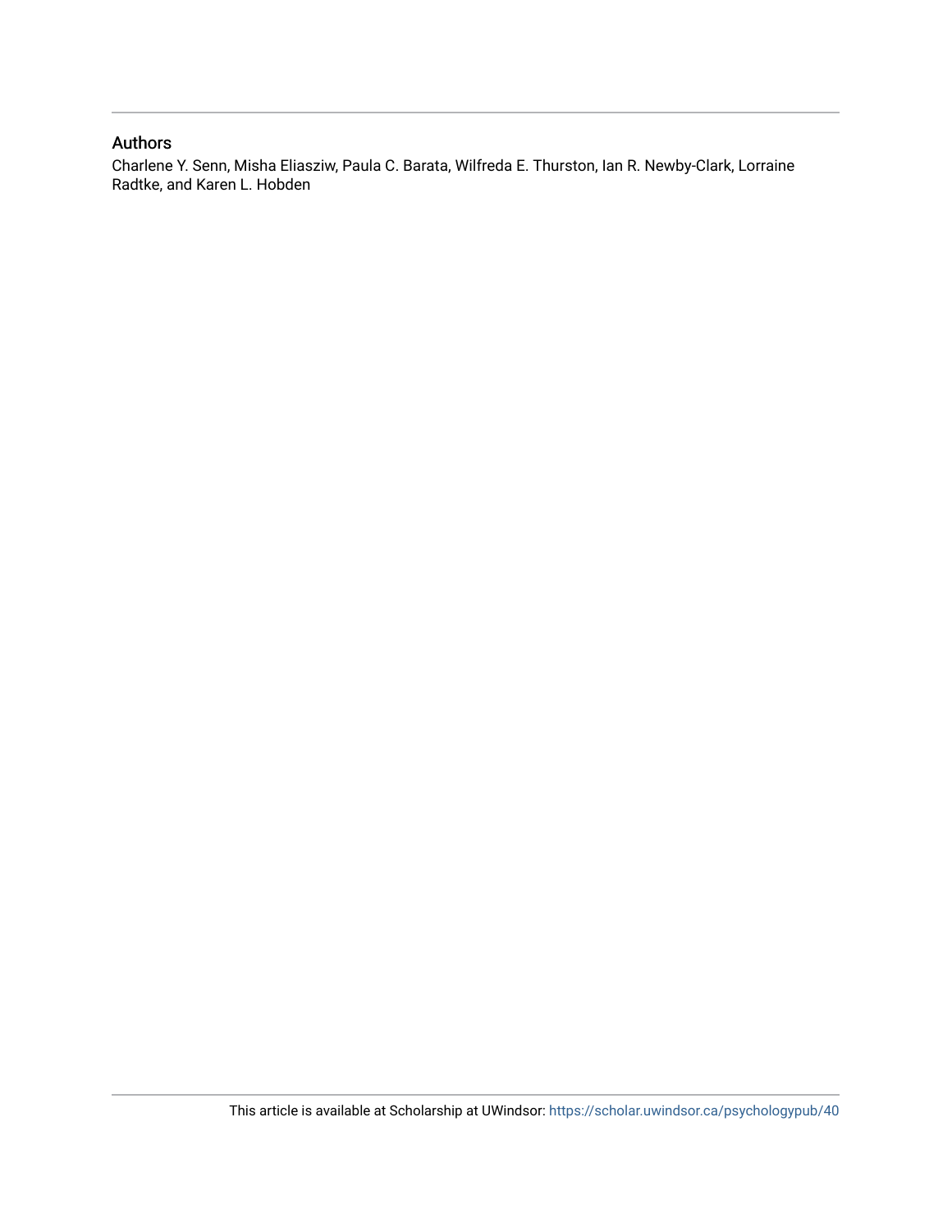## Authors

Charlene Y. Senn, Misha Eliasziw, Paula C. Barata, Wilfreda E. Thurston, Ian R. Newby-Clark, Lorraine Radtke, and Karen L. Hobden

This article is available at Scholarship at UWindsor: https://scholar.uwindsor.ca/psychologypub/40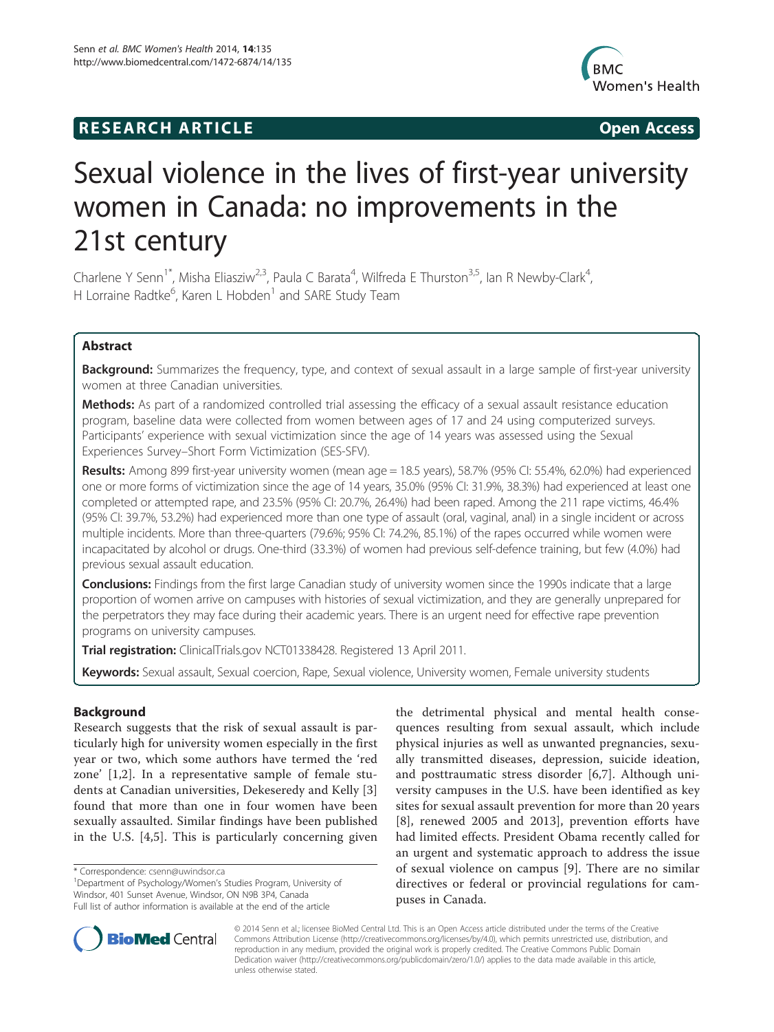# Sexual violence in the lives of first-year university women in Canada: no improvements in the 21st century

Charlene Y Senn[1*], Misha Eliasziw[2,3], Paula C Barata[4], Wilfreda E Thurston[3,5], Ian R Newby-Clark[4], H Lorraine Radtke[6], Karen L Hobden[1] and SARE Study Team

## Abstract

**Background:** Summarizes the frequency, type, and context of sexual assault in a large sample of first-year university women at three Canadian universities.

**Methods:** As part of a randomized controlled trial assessing the efficacy of a sexual assault resistance education program, baseline data were collected from women between ages of 17 and 24 using computerized surveys. Participants' experience with sexual victimization since the age of 14 years was assessed using the Sexual Experiences Survey–Short Form Victimization (SES-SFV).

**Results:** Among 899 first-year university women (mean age = 18.5 years), 58.7% (95% CI: 55.4%, 62.0%) had experienced one or more forms of victimization since the age of 14 years, 35.0% (95% CI: 31.9%, 38.3%) had experienced at least one completed or attempted rape, and 23.5% (95% CI: 20.7%, 26.4%) had been raped. Among the 211 rape victims, 46.4% (95% CI: 39.7%, 53.2%) had experienced more than one type of assault (oral, vaginal, anal) in a single incident or across multiple incidents. More than three-quarters (79.6%; 95% CI: 74.2%, 85.1%) of the rapes occurred while women were incapacitated by alcohol or drugs. One-third (33.3%) of women had previous self-defence training, but few (4.0%) had previous sexual assault education.

**Conclusions:** Findings from the first large Canadian study of university women since the 1990s indicate that a large proportion of women arrive on campuses with histories of sexual victimization, and they are generally unprepared for the perpetrators they may face during their academic years. There is an urgent need for effective rape prevention programs on university campuses.

**Trial registration:** ClinicalTrials.gov NCT01338428. Registered 13 April 2011.

**Keywords:** Sexual assault, Sexual coercion, Rape, Sexual violence, University women, Female university students

## Background

Research suggests that the risk of sexual assault is particularly high for university women especially in the first year or two, which some authors have termed the 'red zone' [1,2]. In a representative sample of female students at Canadian universities, Dekeseredy and Kelly [3] found that more than one in four women have been sexually assaulted. Similar findings have been published in the U.S. [4,5]. This is particularly concerning given the detrimental physical and mental health consequences resulting from sexual assault, which include physical injuries as well as unwanted pregnancies, sexually transmitted diseases, depression, suicide ideation, and posttraumatic stress disorder [6,7]. Although university campuses in the U.S. have been identified as key sites for sexual assault prevention for more than 20 years [8], renewed 2005 and 2013], prevention efforts have had limited effects. President Obama recently called for an urgent and systematic approach to address the issue of sexual violence on campus [9]. There are no similar directives or federal or provincial regulations for campuses in Canada.

\* Correspondence: csenn@uwindsor.ca
[1]Department of Psychology/Women's Studies Program, University of Windsor, 401 Sunset Avenue, Windsor, ON N9B 3P4, Canada
Full list of author information is available at the end of the article

© 2014 Senn et al.; licensee BioMed Central Ltd. This is an Open Access article distributed under the terms of the Creative Commons Attribution License (http://creativecommons.org/licenses/by/4.0), which permits unrestricted use, distribution, and reproduction in any medium, provided the original work is properly credited. The Creative Commons Public Domain Dedication waiver (http://creativecommons.org/publicdomain/zero/1.0/) applies to the data made available in this article, unless otherwise stated.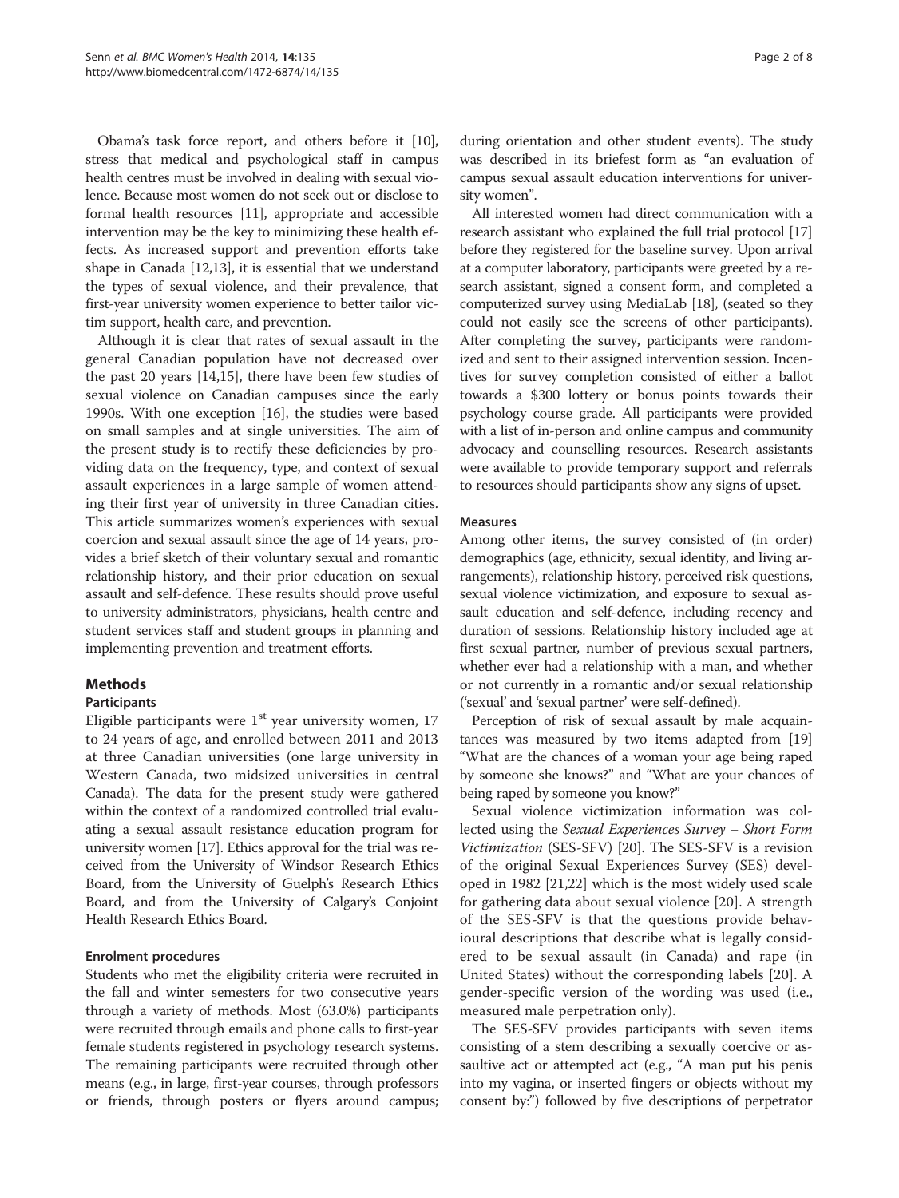Obama's task force report, and others before it [10], stress that medical and psychological staff in campus health centres must be involved in dealing with sexual violence. Because most women do not seek out or disclose to formal health resources [11], appropriate and accessible intervention may be the key to minimizing these health effects. As increased support and prevention efforts take shape in Canada [12,13], it is essential that we understand the types of sexual violence, and their prevalence, that first-year university women experience to better tailor victim support, health care, and prevention.

Although it is clear that rates of sexual assault in the general Canadian population have not decreased over the past 20 years [14,15], there have been few studies of sexual violence on Canadian campuses since the early 1990s. With one exception [16], the studies were based on small samples and at single universities. The aim of the present study is to rectify these deficiencies by providing data on the frequency, type, and context of sexual assault experiences in a large sample of women attending their first year of university in three Canadian cities. This article summarizes women's experiences with sexual coercion and sexual assault since the age of 14 years, provides a brief sketch of their voluntary sexual and romantic relationship history, and their prior education on sexual assault and self-defence. These results should prove useful to university administrators, physicians, health centre and student services staff and student groups in planning and implementing prevention and treatment efforts.

## Methods

### Participants

Eligible participants were 1st year university women, 17 to 24 years of age, and enrolled between 2011 and 2013 at three Canadian universities (one large university in Western Canada, two midsized universities in central Canada). The data for the present study were gathered within the context of a randomized controlled trial evaluating a sexual assault resistance education program for university women [17]. Ethics approval for the trial was received from the University of Windsor Research Ethics Board, from the University of Guelph's Research Ethics Board, and from the University of Calgary's Conjoint Health Research Ethics Board.

### Enrolment procedures

Students who met the eligibility criteria were recruited in the fall and winter semesters for two consecutive years through a variety of methods. Most (63.0%) participants were recruited through emails and phone calls to first-year female students registered in psychology research systems. The remaining participants were recruited through other means (e.g., in large, first-year courses, through professors or friends, through posters or flyers around campus; during orientation and other student events). The study was described in its briefest form as "an evaluation of campus sexual assault education interventions for university women".

All interested women had direct communication with a research assistant who explained the full trial protocol [17] before they registered for the baseline survey. Upon arrival at a computer laboratory, participants were greeted by a research assistant, signed a consent form, and completed a computerized survey using MediaLab [18], (seated so they could not easily see the screens of other participants). After completing the survey, participants were randomized and sent to their assigned intervention session. Incentives for survey completion consisted of either a ballot towards a $300 lottery or bonus points towards their psychology course grade. All participants were provided with a list of in-person and online campus and community advocacy and counselling resources. Research assistants were available to provide temporary support and referrals to resources should participants show any signs of upset.

### Measures

Among other items, the survey consisted of (in order) demographics (age, ethnicity, sexual identity, and living arrangements), relationship history, perceived risk questions, sexual violence victimization, and exposure to sexual assault education and self-defence, including recency and duration of sessions. Relationship history included age at first sexual partner, number of previous sexual partners, whether ever had a relationship with a man, and whether or not currently in a romantic and/or sexual relationship ('sexual' and 'sexual partner' were self-defined).

Perception of risk of sexual assault by male acquaintances was measured by two items adapted from [19] "What are the chances of a woman your age being raped by someone she knows?" and "What are your chances of being raped by someone you know?"

Sexual violence victimization information was collected using the *Sexual Experiences Survey – Short Form Victimization* (SES-SFV) [20]. The SES-SFV is a revision of the original Sexual Experiences Survey (SES) developed in 1982 [21,22] which is the most widely used scale for gathering data about sexual violence [20]. A strength of the SES-SFV is that the questions provide behavioural descriptions that describe what is legally considered to be sexual assault (in Canada) and rape (in United States) without the corresponding labels [20]. A gender-specific version of the wording was used (i.e., measured male perpetration only).

The SES-SFV provides participants with seven items consisting of a stem describing a sexually coercive or assaultive act or attempted act (e.g., "A man put his penis into my vagina, or inserted fingers or objects without my consent by:") followed by five descriptions of perpetrator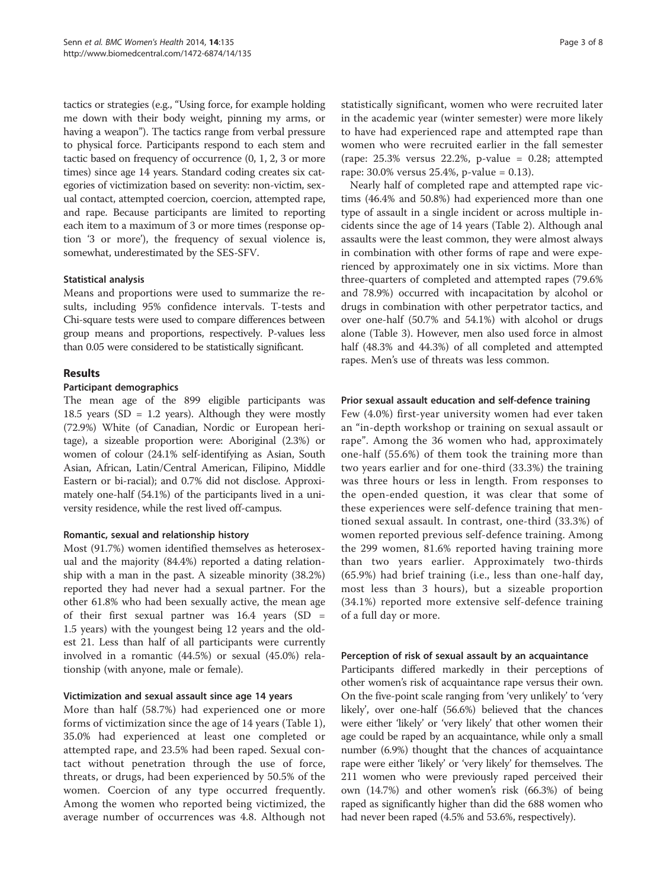tactics or strategies (e.g., "Using force, for example holding me down with their body weight, pinning my arms, or having a weapon"). The tactics range from verbal pressure to physical force. Participants respond to each stem and tactic based on frequency of occurrence (0, 1, 2, 3 or more times) since age 14 years. Standard coding creates six categories of victimization based on severity: non-victim, sexual contact, attempted coercion, coercion, attempted rape, and rape. Because participants are limited to reporting each item to a maximum of 3 or more times (response option '3 or more'), the frequency of sexual violence is, somewhat, underestimated by the SES-SFV.

### Statistical analysis

Means and proportions were used to summarize the results, including 95% confidence intervals. T-tests and Chi-square tests were used to compare differences between group means and proportions, respectively. P-values less than 0.05 were considered to be statistically significant.

## Results

### Participant demographics

The mean age of the 899 eligible participants was 18.5 years (SD = 1.2 years). Although they were mostly (72.9%) White (of Canadian, Nordic or European heritage), a sizeable proportion were: Aboriginal (2.3%) or women of colour (24.1% self-identifying as Asian, South Asian, African, Latin/Central American, Filipino, Middle Eastern or bi-racial); and 0.7% did not disclose. Approximately one-half (54.1%) of the participants lived in a university residence, while the rest lived off-campus.

### Romantic, sexual and relationship history

Most (91.7%) women identified themselves as heterosexual and the majority (84.4%) reported a dating relationship with a man in the past. A sizeable minority (38.2%) reported they had never had a sexual partner. For the other 61.8% who had been sexually active, the mean age of their first sexual partner was 16.4 years (SD = 1.5 years) with the youngest being 12 years and the oldest 21. Less than half of all participants were currently involved in a romantic (44.5%) or sexual (45.0%) relationship (with anyone, male or female).

### Victimization and sexual assault since age 14 years

More than half (58.7%) had experienced one or more forms of victimization since the age of 14 years (Table 1), 35.0% had experienced at least one completed or attempted rape, and 23.5% had been raped. Sexual contact without penetration through the use of force, threats, or drugs, had been experienced by 50.5% of the women. Coercion of any type occurred frequently. Among the women who reported being victimized, the average number of occurrences was 4.8. Although not statistically significant, women who were recruited later in the academic year (winter semester) were more likely to have had experienced rape and attempted rape than women who were recruited earlier in the fall semester (rape: 25.3% versus 22.2%, p-value = 0.28; attempted rape: 30.0% versus 25.4%, p-value = 0.13).

Nearly half of completed rape and attempted rape victims (46.4% and 50.8%) had experienced more than one type of assault in a single incident or across multiple incidents since the age of 14 years (Table 2). Although anal assaults were the least common, they were almost always in combination with other forms of rape and were experienced by approximately one in six victims. More than three-quarters of completed and attempted rapes (79.6% and 78.9%) occurred with incapacitation by alcohol or drugs in combination with other perpetrator tactics, and over one-half (50.7% and 54.1%) with alcohol or drugs alone (Table 3). However, men also used force in almost half (48.3% and 44.3%) of all completed and attempted rapes. Men's use of threats was less common.

### Prior sexual assault education and self-defence training

Few (4.0%) first-year university women had ever taken an "in-depth workshop or training on sexual assault or rape". Among the 36 women who had, approximately one-half (55.6%) of them took the training more than two years earlier and for one-third (33.3%) the training was three hours or less in length. From responses to the open-ended question, it was clear that some of these experiences were self-defence training that mentioned sexual assault. In contrast, one-third (33.3%) of women reported previous self-defence training. Among the 299 women, 81.6% reported having training more than two years earlier. Approximately two-thirds (65.9%) had brief training (i.e., less than one-half day, most less than 3 hours), but a sizeable proportion (34.1%) reported more extensive self-defence training of a full day or more.

### Perception of risk of sexual assault by an acquaintance

Participants differed markedly in their perceptions of other women's risk of acquaintance rape versus their own. On the five-point scale ranging from 'very unlikely' to 'very likely', over one-half (56.6%) believed that the chances were either 'likely' or 'very likely' that other women their age could be raped by an acquaintance, while only a small number (6.9%) thought that the chances of acquaintance rape were either 'likely' or 'very likely' for themselves. The 211 women who were previously raped perceived their own (14.7%) and other women's risk (66.3%) of being raped as significantly higher than did the 688 women who had never been raped (4.5% and 53.6%, respectively).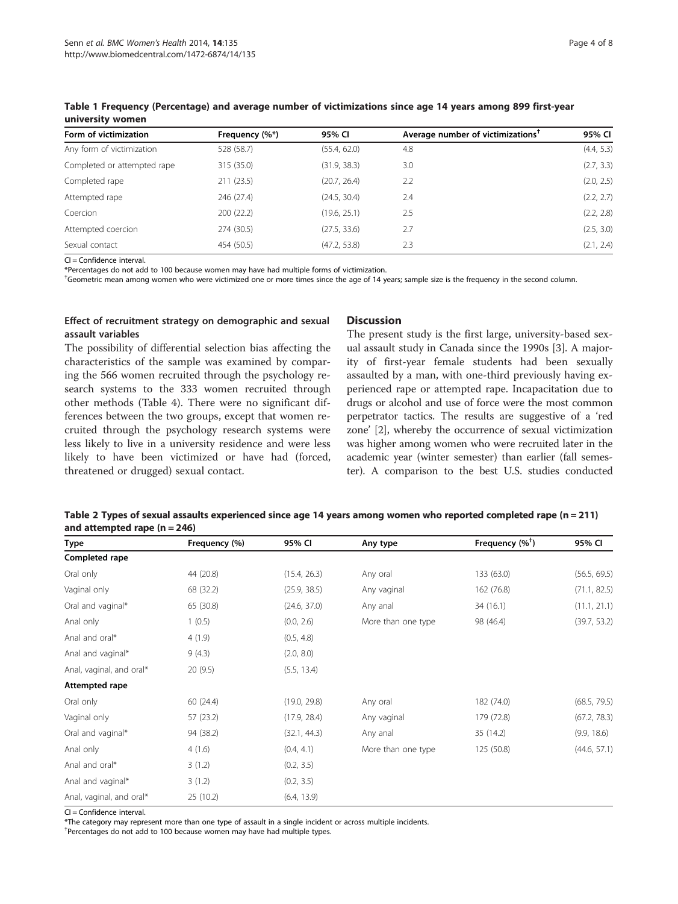**Table 1 Frequency (Percentage) and average number of victimizations since age 14 years among 899 first-year university women**

| Form of victimization | Frequency (%*) | 95% CI | Average number of victimizations[†] | 95% CI |
|---|---|---|---|---|
| Any form of victimization | 528 (58.7) | (55.4, 62.0) | 4.8 | (4.4, 5.3) |
| Completed or attempted rape | 315 (35.0) | (31.9, 38.3) | 3.0 | (2.7, 3.3) |
| Completed rape | 211 (23.5) | (20.7, 26.4) | 2.2 | (2.0, 2.5) |
| Attempted rape | 246 (27.4) | (24.5, 30.4) | 2.4 | (2.2, 2.7) |
| Coercion | 200 (22.2) | (19.6, 25.1) | 2.5 | (2.2, 2.8) |
| Attempted coercion | 274 (30.5) | (27.5, 33.6) | 2.7 | (2.5, 3.0) |
| Sexual contact | 454 (50.5) | (47.2, 53.8) | 2.3 | (2.1, 2.4) |

CI = Confidence interval.
*Percentages do not add to 100 because women may have had multiple forms of victimization.
[†]Geometric mean among women who were victimized one or more times since the age of 14 years; sample size is the frequency in the second column.

### Effect of recruitment strategy on demographic and sexual assault variables

The possibility of differential selection bias affecting the characteristics of the sample was examined by comparing the 566 women recruited through the psychology research systems to the 333 women recruited through other methods (Table 4). There were no significant differences between the two groups, except that women recruited through the psychology research systems were less likely to live in a university residence and were less likely to have been victimized or have had (forced, threatened or drugged) sexual contact.

## Discussion

The present study is the first large, university-based sexual assault study in Canada since the 1990s [3]. A majority of first-year female students had been sexually assaulted by a man, with one-third previously having experienced rape or attempted rape. Incapacitation due to drugs or alcohol and use of force were the most common perpetrator tactics. The results are suggestive of a 'red zone' [2], whereby the occurrence of sexual victimization was higher among women who were recruited later in the academic year (winter semester) than earlier (fall semester). A comparison to the best U.S. studies conducted

**Table 2 Types of sexual assaults experienced since age 14 years among women who reported completed rape (n = 211) and attempted rape (n = 246)**

| Type | Frequency (%) | 95% CI | Any type | Frequency (%[†]) | 95% CI |
|---|---|---|---|---|---|
| **Completed rape** | | | | | |
| Oral only | 44 (20.8) | (15.4, 26.3) | Any oral | 133 (63.0) | (56.5, 69.5) |
| Vaginal only | 68 (32.2) | (25.9, 38.5) | Any vaginal | 162 (76.8) | (71.1, 82.5) |
| Oral and vaginal* | 65 (30.8) | (24.6, 37.0) | Any anal | 34 (16.1) | (11.1, 21.1) |
| Anal only | 1 (0.5) | (0.0, 2.6) | More than one type | 98 (46.4) | (39.7, 53.2) |
| Anal and oral* | 4 (1.9) | (0.5, 4.8) | | | |
| Anal and vaginal* | 9 (4.3) | (2.0, 8.0) | | | |
| Anal, vaginal, and oral* | 20 (9.5) | (5.5, 13.4) | | | |
| **Attempted rape** | | | | | |
| Oral only | 60 (24.4) | (19.0, 29.8) | Any oral | 182 (74.0) | (68.5, 79.5) |
| Vaginal only | 57 (23.2) | (17.9, 28.4) | Any vaginal | 179 (72.8) | (67.2, 78.3) |
| Oral and vaginal* | 94 (38.2) | (32.1, 44.3) | Any anal | 35 (14.2) | (9.9, 18.6) |
| Anal only | 4 (1.6) | (0.4, 4.1) | More than one type | 125 (50.8) | (44.6, 57.1) |
| Anal and oral* | 3 (1.2) | (0.2, 3.5) | | | |
| Anal and vaginal* | 3 (1.2) | (0.2, 3.5) | | | |
| Anal, vaginal, and oral* | 25 (10.2) | (6.4, 13.9) | | | |

CI = Confidence interval.
*The category may represent more than one type of assault in a single incident or across multiple incidents.
[†]Percentages do not add to 100 because women may have had multiple types.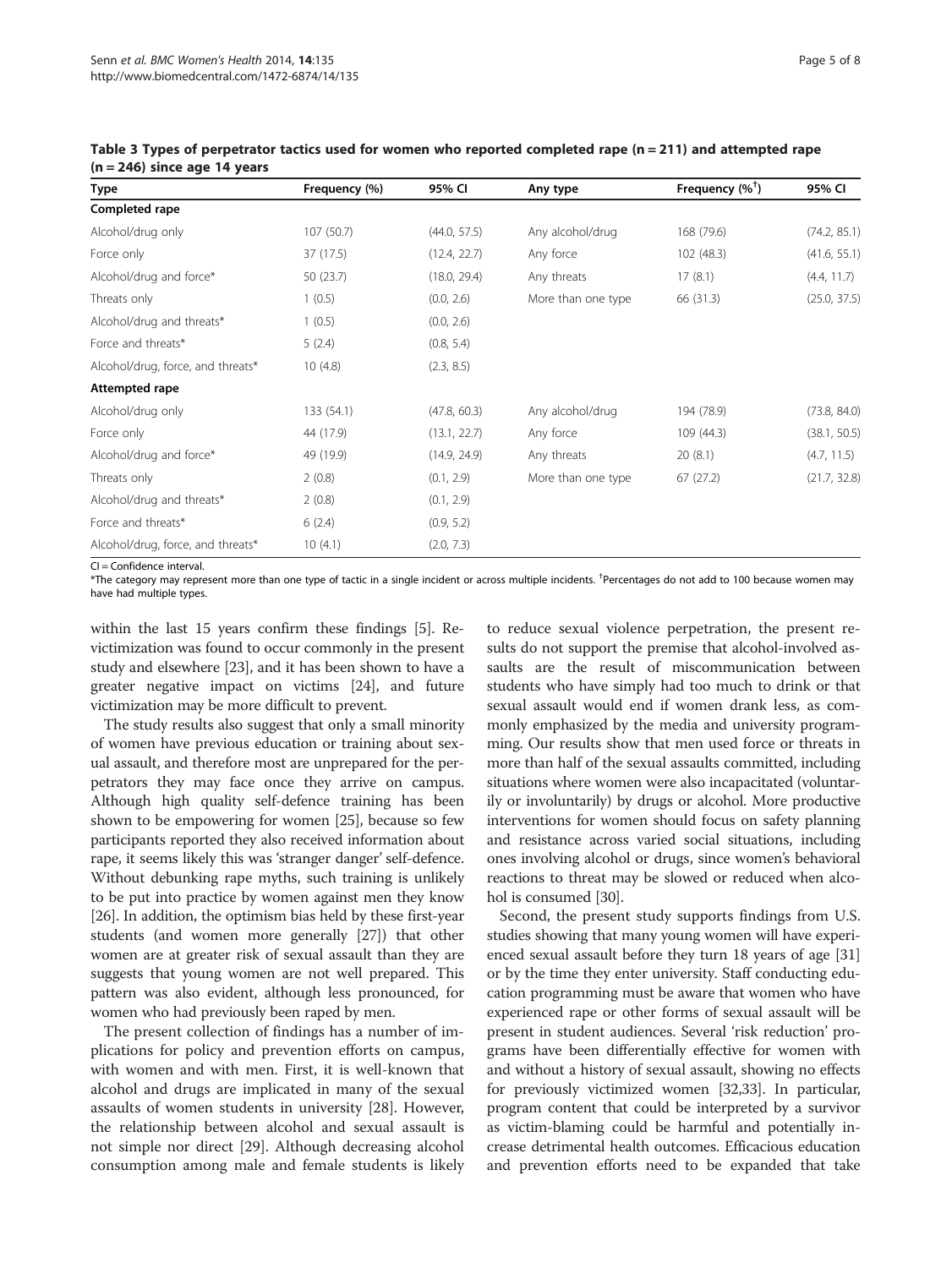**Table 3 Types of perpetrator tactics used for women who reported completed rape (n = 211) and attempted rape (n = 246) since age 14 years**

| Type | Frequency (%) | 95% CI | Any type | Frequency (%[†]) | 95% CI |
|---|---|---|---|---|---|
| **Completed rape** | | | | | |
| Alcohol/drug only | 107 (50.7) | (44.0, 57.5) | Any alcohol/drug | 168 (79.6) | (74.2, 85.1) |
| Force only | 37 (17.5) | (12.4, 22.7) | Any force | 102 (48.3) | (41.6, 55.1) |
| Alcohol/drug and force* | 50 (23.7) | (18.0, 29.4) | Any threats | 17 (8.1) | (4.4, 11.7) |
| Threats only | 1 (0.5) | (0.0, 2.6) | More than one type | 66 (31.3) | (25.0, 37.5) |
| Alcohol/drug and threats* | 1 (0.5) | (0.0, 2.6) | | | |
| Force and threats* | 5 (2.4) | (0.8, 5.4) | | | |
| Alcohol/drug, force, and threats* | 10 (4.8) | (2.3, 8.5) | | | |
| **Attempted rape** | | | | | |
| Alcohol/drug only | 133 (54.1) | (47.8, 60.3) | Any alcohol/drug | 194 (78.9) | (73.8, 84.0) |
| Force only | 44 (17.9) | (13.1, 22.7) | Any force | 109 (44.3) | (38.1, 50.5) |
| Alcohol/drug and force* | 49 (19.9) | (14.9, 24.9) | Any threats | 20 (8.1) | (4.7, 11.5) |
| Threats only | 2 (0.8) | (0.1, 2.9) | More than one type | 67 (27.2) | (21.7, 32.8) |
| Alcohol/drug and threats* | 2 (0.8) | (0.1, 2.9) | | | |
| Force and threats* | 6 (2.4) | (0.9, 5.2) | | | |
| Alcohol/drug, force, and threats* | 10 (4.1) | (2.0, 7.3) | | | |

CI = Confidence interval.
*The category may represent more than one type of tactic in a single incident or across multiple incidents. [†]Percentages do not add to 100 because women may have had multiple types.

within the last 15 years confirm these findings [5]. Revictimization was found to occur commonly in the present study and elsewhere [23], and it has been shown to have a greater negative impact on victims [24], and future victimization may be more difficult to prevent.

The study results also suggest that only a small minority of women have previous education or training about sexual assault, and therefore most are unprepared for the perpetrators they may face once they arrive on campus. Although high quality self-defence training has been shown to be empowering for women [25], because so few participants reported they also received information about rape, it seems likely this was 'stranger danger' self-defence. Without debunking rape myths, such training is unlikely to be put into practice by women against men they know [26]. In addition, the optimism bias held by these first-year students (and women more generally [27]) that other women are at greater risk of sexual assault than they are suggests that young women are not well prepared. This pattern was also evident, although less pronounced, for women who had previously been raped by men.

The present collection of findings has a number of implications for policy and prevention efforts on campus, with women and with men. First, it is well-known that alcohol and drugs are implicated in many of the sexual assaults of women students in university [28]. However, the relationship between alcohol and sexual assault is not simple nor direct [29]. Although decreasing alcohol consumption among male and female students is likely to reduce sexual violence perpetration, the present results do not support the premise that alcohol-involved assaults are the result of miscommunication between students who have simply had too much to drink or that sexual assault would end if women drank less, as commonly emphasized by the media and university programming. Our results show that men used force or threats in more than half of the sexual assaults committed, including situations where women were also incapacitated (voluntarily or involuntarily) by drugs or alcohol. More productive interventions for women should focus on safety planning and resistance across varied social situations, including ones involving alcohol or drugs, since women's behavioral reactions to threat may be slowed or reduced when alcohol is consumed [30].

Second, the present study supports findings from U.S. studies showing that many young women will have experienced sexual assault before they turn 18 years of age [31] or by the time they enter university. Staff conducting education programming must be aware that women who have experienced rape or other forms of sexual assault will be present in student audiences. Several 'risk reduction' programs have been differentially effective for women with and without a history of sexual assault, showing no effects for previously victimized women [32,33]. In particular, program content that could be interpreted by a survivor as victim-blaming could be harmful and potentially increase detrimental health outcomes. Efficacious education and prevention efforts need to be expanded that take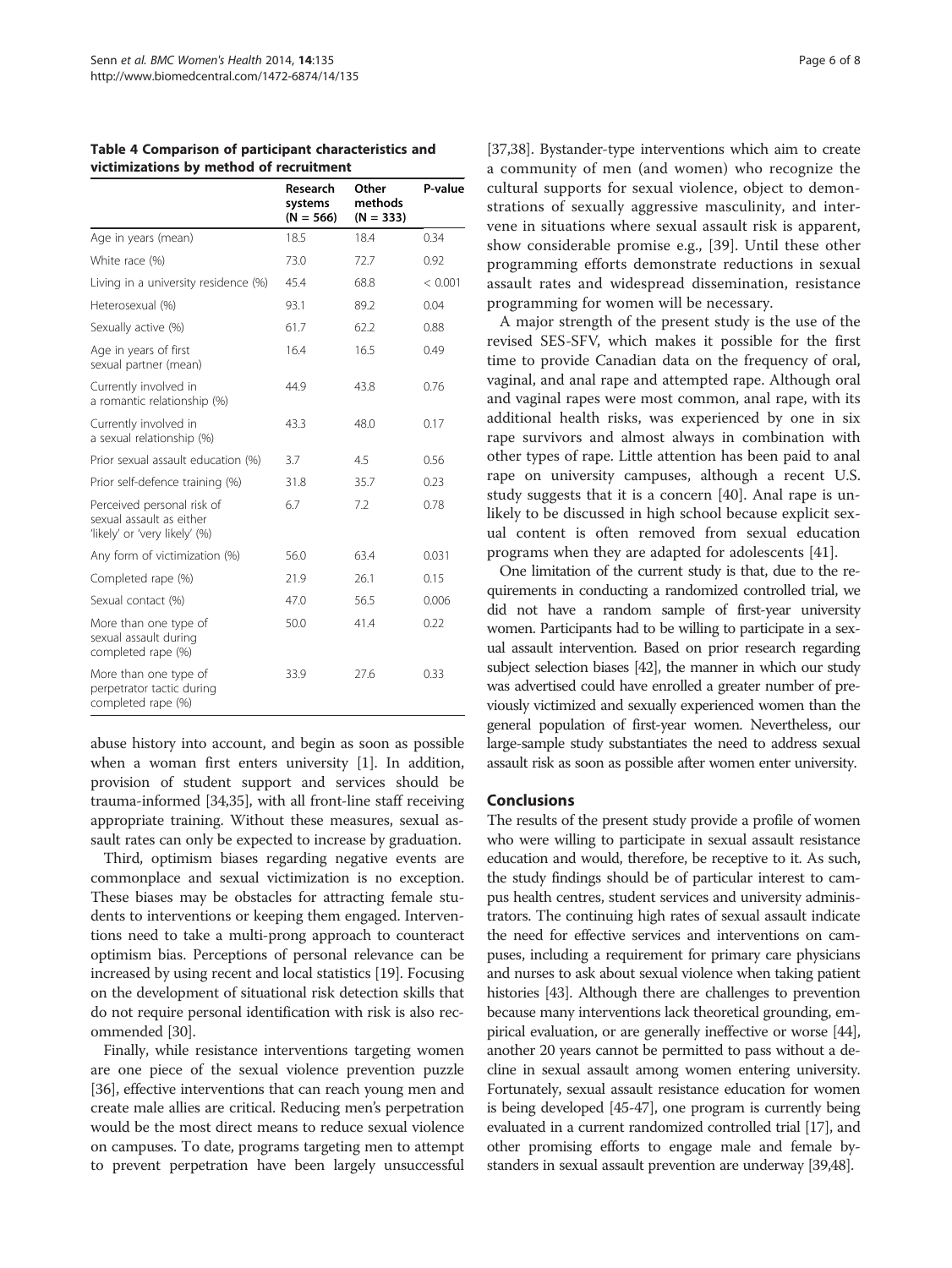**Table 4 Comparison of participant characteristics and victimizations by method of recruitment**

| | Research systems (N = 566) | Other methods (N = 333) | P-value |
|---|---|---|---|
| Age in years (mean) | 18.5 | 18.4 | 0.34 |
| White race (%) | 73.0 | 72.7 | 0.92 |
| Living in a university residence (%) | 45.4 | 68.8 | < 0.001 |
| Heterosexual (%) | 93.1 | 89.2 | 0.04 |
| Sexually active (%) | 61.7 | 62.2 | 0.88 |
| Age in years of first sexual partner (mean) | 16.4 | 16.5 | 0.49 |
| Currently involved in a romantic relationship (%) | 44.9 | 43.8 | 0.76 |
| Currently involved in a sexual relationship (%) | 43.3 | 48.0 | 0.17 |
| Prior sexual assault education (%) | 3.7 | 4.5 | 0.56 |
| Prior self-defence training (%) | 31.8 | 35.7 | 0.23 |
| Perceived personal risk of sexual assault as either 'likely' or 'very likely' (%) | 6.7 | 7.2 | 0.78 |
| Any form of victimization (%) | 56.0 | 63.4 | 0.031 |
| Completed rape (%) | 21.9 | 26.1 | 0.15 |
| Sexual contact (%) | 47.0 | 56.5 | 0.006 |
| More than one type of sexual assault during completed rape (%) | 50.0 | 41.4 | 0.22 |
| More than one type of perpetrator tactic during completed rape (%) | 33.9 | 27.6 | 0.33 |

abuse history into account, and begin as soon as possible when a woman first enters university [1]. In addition, provision of student support and services should be trauma-informed [34,35], with all front-line staff receiving appropriate training. Without these measures, sexual assault rates can only be expected to increase by graduation.

Third, optimism biases regarding negative events are commonplace and sexual victimization is no exception. These biases may be obstacles for attracting female students to interventions or keeping them engaged. Interventions need to take a multi-prong approach to counteract optimism bias. Perceptions of personal relevance can be increased by using recent and local statistics [19]. Focusing on the development of situational risk detection skills that do not require personal identification with risk is also recommended [30].

Finally, while resistance interventions targeting women are one piece of the sexual violence prevention puzzle [36], effective interventions that can reach young men and create male allies are critical. Reducing men's perpetration would be the most direct means to reduce sexual violence on campuses. To date, programs targeting men to attempt to prevent perpetration have been largely unsuccessful [37,38]. Bystander-type interventions which aim to create a community of men (and women) who recognize the cultural supports for sexual violence, object to demonstrations of sexually aggressive masculinity, and intervene in situations where sexual assault risk is apparent, show considerable promise e.g., [39]. Until these other programming efforts demonstrate reductions in sexual assault rates and widespread dissemination, resistance programming for women will be necessary.

A major strength of the present study is the use of the revised SES-SFV, which makes it possible for the first time to provide Canadian data on the frequency of oral, vaginal, and anal rape and attempted rape. Although oral and vaginal rapes were most common, anal rape, with its additional health risks, was experienced by one in six rape survivors and almost always in combination with other types of rape. Little attention has been paid to anal rape on university campuses, although a recent U.S. study suggests that it is a concern [40]. Anal rape is unlikely to be discussed in high school because explicit sexual content is often removed from sexual education programs when they are adapted for adolescents [41].

One limitation of the current study is that, due to the requirements in conducting a randomized controlled trial, we did not have a random sample of first-year university women. Participants had to be willing to participate in a sexual assault intervention. Based on prior research regarding subject selection biases [42], the manner in which our study was advertised could have enrolled a greater number of previously victimized and sexually experienced women than the general population of first-year women. Nevertheless, our large-sample study substantiates the need to address sexual assault risk as soon as possible after women enter university.

## Conclusions

The results of the present study provide a profile of women who were willing to participate in sexual assault resistance education and would, therefore, be receptive to it. As such, the study findings should be of particular interest to campus health centres, student services and university administrators. The continuing high rates of sexual assault indicate the need for effective services and interventions on campuses, including a requirement for primary care physicians and nurses to ask about sexual violence when taking patient histories [43]. Although there are challenges to prevention because many interventions lack theoretical grounding, empirical evaluation, or are generally ineffective or worse [44], another 20 years cannot be permitted to pass without a decline in sexual assault among women entering university. Fortunately, sexual assault resistance education for women is being developed [45-47], one program is currently being evaluated in a current randomized controlled trial [17], and other promising efforts to engage male and female bystanders in sexual assault prevention are underway [39,48].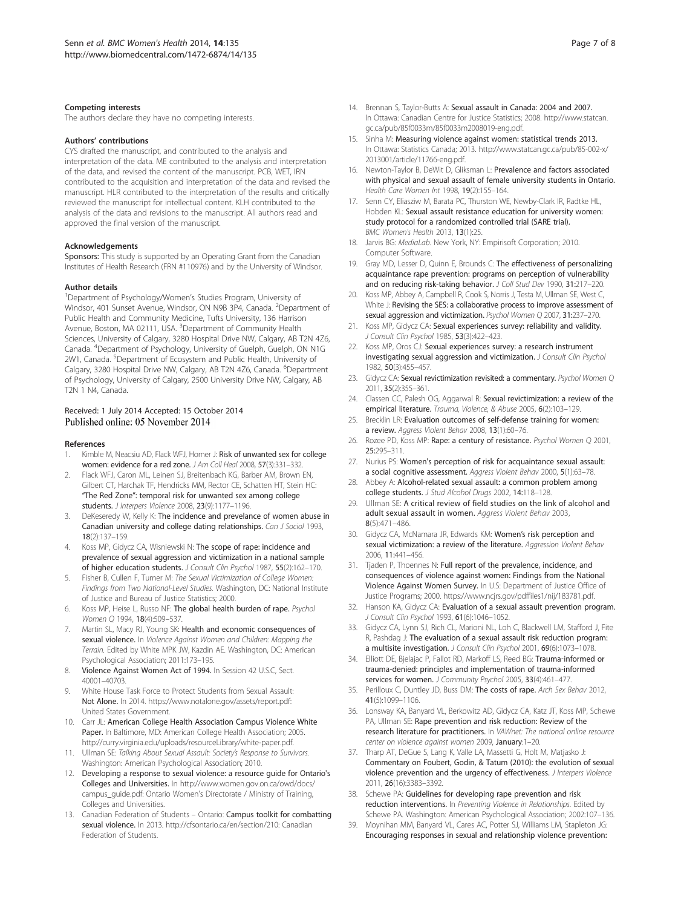#### Competing interests

The authors declare they have no competing interests.

#### Authors' contributions

CYS drafted the manuscript, and contributed to the analysis and interpretation of the data. ME contributed to the analysis and interpretation of the data, and revised the content of the manuscript. PCB, WET, IRN contributed to the acquisition and interpretation of the data and revised the manuscript. HLR contributed to the interpretation of the results and critically reviewed the manuscript for intellectual content. KLH contributed to the analysis of the data and revisions to the manuscript. All authors read and approved the final version of the manuscript.

#### Acknowledgements

Sponsors: This study is supported by an Operating Grant from the Canadian Institutes of Health Research (FRN #110976) and by the University of Windsor.

#### Author details

[1]Department of Psychology/Women's Studies Program, University of Windsor, 401 Sunset Avenue, Windsor, ON N9B 3P4, Canada. [2]Department of Public Health and Community Medicine, Tufts University, 136 Harrison Avenue, Boston, MA 02111, USA. [3]Department of Community Health Sciences, University of Calgary, 3280 Hospital Drive NW, Calgary, AB T2N 4Z6, Canada. [4]Department of Psychology, University of Guelph, Guelph, ON N1G 2W1, Canada. [5]Department of Ecosystem and Public Health, University of Calgary, 3280 Hospital Drive NW, Calgary, AB T2N 4Z6, Canada. [6]Department of Psychology, University of Calgary, 2500 University Drive NW, Calgary, AB T2N 1N4, Canada.

Received: 1 July 2014 Accepted: 15 October 2014
Published online: 05 November 2014

#### References

1. Kimble M, Neacsiu AD, Flack WFJ, Horner J: **Risk of unwanted sex for college women: evidence for a red zone.** *J Am Coll Heal* 2008, **57**(3):331–332.
2. Flack WFJ, Caron ML, Leinen SJ, Breitenbach KG, Barber AM, Brown EN, Gilbert CT, Harchak TF, Hendricks MM, Rector CE, Schatten HT, Stein HC: **"The Red Zone": temporal risk for unwanted sex among college students.** *J Interpers Violence* 2008, **23**(9):1177–1196.
3. DeKeseredy W, Kelly K: **The incidence and prevelance of women abuse in Canadian university and college dating relationships.** *Can J Sociol* 1993, **18**(2):137–159.
4. Koss MP, Gidycz CA, Wisniewski N: **The scope of rape: incidence and prevalence of sexual aggression and victimization in a national sample of higher education students.** *J Consult Clin Psychol* 1987, **55**(2):162–170.
5. Fisher B, Cullen F, Turner M: *The Sexual Victimization of College Women: Findings from Two National-Level Studies.* Washington, DC: National Institute of Justice and Bureau of Justice Statistics; 2000.
6. Koss MP, Heise L, Russo NF: **The global health burden of rape.** *Psychol Women Q* 1994, **18**(4):509–537.
7. Martin SL, Macy RJ, Young SK: **Health and economic consequences of sexual violence.** In *Violence Against Women and Children: Mapping the Terrain.* Edited by White MPK JW, Kazdin AE. Washington, DC: American Psychological Association; 2011:173–195.
8. **Violence Against Women Act of 1994.** In Session 42 U.S.C, Sect. 40001–40703.
9. White House Task Force to Protect Students from Sexual Assault: **Not Alone.** In 2014. https://www.notalone.gov/assets/report.pdf: United States Government.
10. Carr JL: **American College Health Association Campus Violence White Paper.** In Baltimore, MD: American College Health Association; 2005. http://curry.virginia.edu/uploads/resourceLibrary/white-paper.pdf.
11. Ullman SE: *Talking About Sexual Assault: Society's Response to Survivors.* Washington: American Psychological Association; 2010.
12. **Developing a response to sexual violence: a resource guide for Ontario's Colleges and Universities.** In http://www.women.gov.on.ca/owd/docs/campus_guide.pdf: Ontario Women's Directorate / Ministry of Training, Colleges and Universities.
13. Canadian Federation of Students – Ontario: **Campus toolkit for combatting sexual violence.** In 2013. http://cfsontario.ca/en/section/210: Canadian Federation of Students.
14. Brennan S, Taylor-Butts A: **Sexual assault in Canada: 2004 and 2007.** In Ottawa: Canadian Centre for Justice Statistics; 2008. http://www.statcan.gc.ca/pub/85f0033m/85f0033m2008019-eng.pdf.
15. Sinha M: **Measuring violence against women: statistical trends 2013.** In Ottawa: Statistics Canada; 2013. http://www.statcan.gc.ca/pub/85-002-x/2013001/article/11766-eng.pdf.
16. Newton-Taylor B, DeWit D, Gliksman L: **Prevalence and factors associated with physical and sexual assault of female university students in Ontario.** *Health Care Women Int* 1998, **19**(2):155–164.
17. Senn CY, Eliasziw M, Barata PC, Thurston WE, Newby-Clark IR, Radtke HL, Hobden KL: **Sexual assault resistance education for university women: study protocol for a randomized controlled trial (SARE trial).** *BMC Women's Health* 2013, **13**(1):25.
18. Jarvis BG: *MediaLab.* New York, NY: Empirisoft Corporation; 2010. Computer Software.
19. Gray MD, Lesser D, Quinn E, Brounds C: **The effectiveness of personalizing acquaintance rape prevention: programs on perception of vulnerability and on reducing risk-taking behavior.** *J Coll Stud Dev* 1990, **31**:217–220.
20. Koss MP, Abbey A, Campbell R, Cook S, Norris J, Testa M, Ullman SE, West C, White J: **Revising the SES: a collaborative process to improve assessment of sexual aggression and victimization.** *Psychol Women Q* 2007, **31**:237–270.
21. Koss MP, Gidycz CA: **Sexual experiences survey: reliability and validity.** *J Consult Clin Psychol* 1985, **53**(3):422–423.
22. Koss MP, Oros CJ: **Sexual experiences survey: a research instrument investigating sexual aggression and victimization.** *J Consult Clin Psychol* 1982, **50**(3):455–457.
23. Gidycz CA: **Sexual revictimization revisited: a commentary.** *Psychol Women Q* 2011, **35**(2):355–361.
24. Classen CC, Palesh OG, Aggarwal R: **Sexual revictimization: a review of the empirical literature.** *Trauma, Violence, & Abuse* 2005, **6**(2):103–129.
25. Brecklin LR: **Evaluation outcomes of self-defense training for women: a review.** *Aggress Violent Behav* 2008, **13**(1):60–76.
26. Rozee PD, Koss MP: **Rape: a century of resistance.** *Psychol Women Q* 2001, **25**:295–311.
27. Nurius PS: **Women's perception of risk for acquaintance sexual assault: a social cognitive assessment.** *Aggress Violent Behav* 2000, **5**(1):63–78.
28. Abbey A: **Alcohol-related sexual assault: a common problem among college students.** *J Stud Alcohol Drugs* 2002, **14**:118–128.
29. Ullman SE: **A critical review of field studies on the link of alcohol and adult sexual assault in women.** *Aggress Violent Behav* 2003, **8**(5):471–486.
30. Gidycz CA, McNamara JR, Edwards KM: **Women's risk perception and sexual victimization: a review of the literature.** *Aggression Violent Behav* 2006, **11**:441–456.
31. Tjaden P, Thoennes N: **Full report of the prevalence, incidence, and consequences of violence against women: Findings from the National Violence Against Women Survey.** In U.S: Department of Justice Office of Justice Programs; 2000. https://www.ncjrs.gov/pdffiles1/nij/183781.pdf.
32. Hanson KA, Gidycz CA: **Evaluation of a sexual assault prevention program.** *J Consult Clin Psychol* 1993, **61**(6):1046–1052.
33. Gidycz CA, Lynn SJ, Rich CL, Marioni NL, Loh C, Blackwell LM, Stafford J, Fite R, Pashdag J: **The evaluation of a sexual assault risk reduction program: a multisite investigation.** *J Consult Clin Psychol* 2001, **69**(6):1073–1078.
34. Elliott DE, Bjelajac P, Fallot RD, Markoff LS, Reed BG: **Trauma-informed or trauma-denied: principles and implementation of trauma-informed services for women.** *J Community Psychol* 2005, **33**(4):461–477.
35. Perilloux C, Duntley JD, Buss DM: **The costs of rape.** *Arch Sex Behav* 2012, **41**(5):1099–1106.
36. Lonsway KA, Banyard VL, Berkowitz AD, Gidycz CA, Katz JT, Koss MP, Schewe PA, Ullman SE: **Rape prevention and risk reduction: Review of the research literature for practitioners.** In *VAWnet: The national online resource center on violence against women* 2009, **January**:1–20.
37. Tharp AT, DeGue S, Lang K, Valle LA, Massetti G, Holt M, Matjasko J: **Commentary on Foubert, Godin, & Tatum (2010): the evolution of sexual violence prevention and the urgency of effectiveness.** *J Interpers Violence* 2011, **26**(16):3383–3392.
38. Schewe PA: **Guidelines for developing rape prevention and risk reduction interventions.** In *Preventing Violence in Relationships.* Edited by Schewe PA. Washington: American Psychological Association; 2002:107–136.
39. Moynihan MM, Banyard VL, Cares AC, Potter SJ, Williams LM, Stapleton JG: **Encouraging responses in sexual and relationship violence prevention:**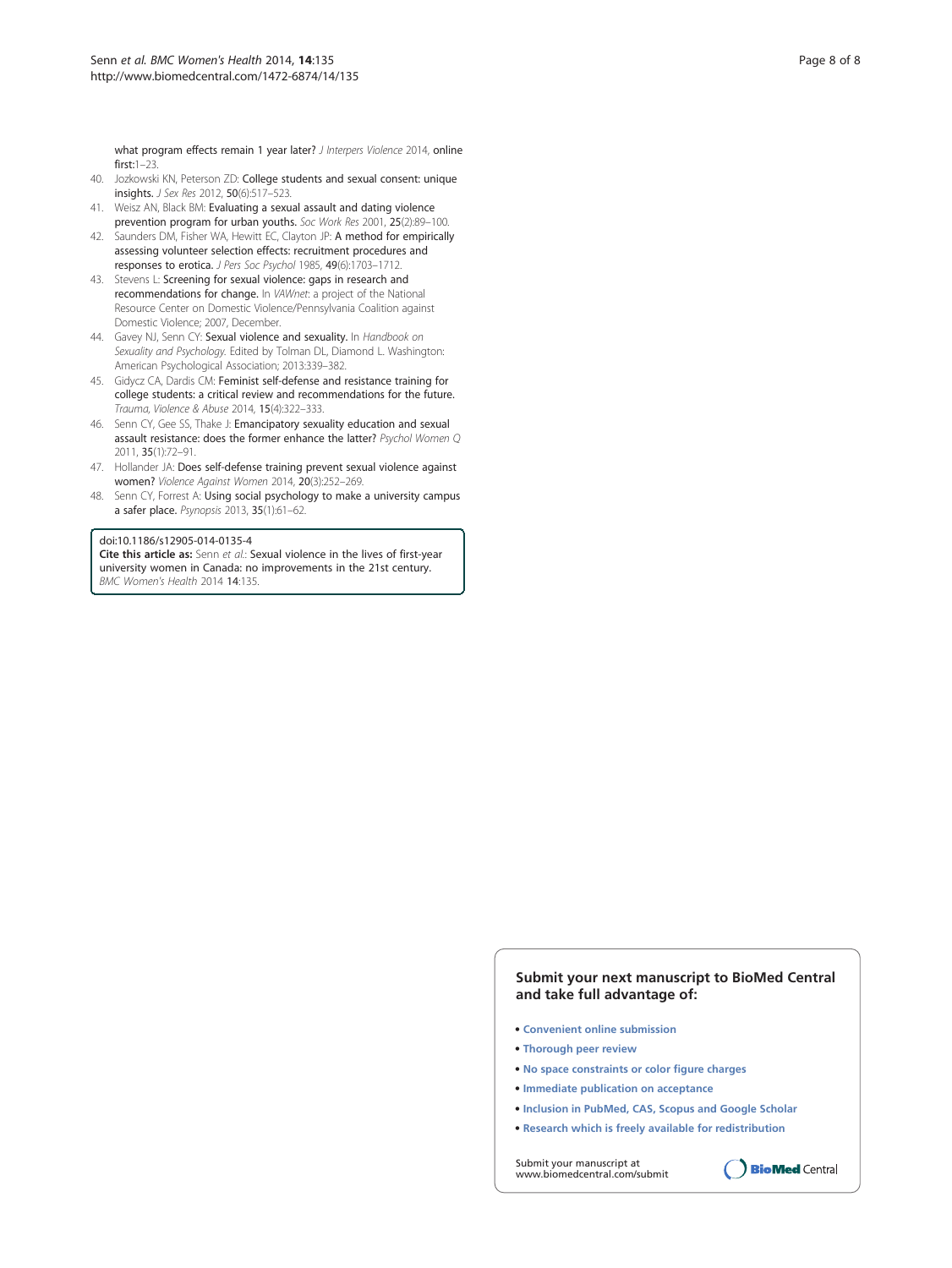what program effects remain 1 year later? *J Interpers Violence* 2014, online first:1–23.

40. Jozkowski KN, Peterson ZD: **College students and sexual consent: unique insights.** *J Sex Res* 2012, **50**(6):517–523.
41. Weisz AN, Black BM: **Evaluating a sexual assault and dating violence prevention program for urban youths.** *Soc Work Res* 2001, **25**(2):89–100.
42. Saunders DM, Fisher WA, Hewitt EC, Clayton JP: **A method for empirically assessing volunteer selection effects: recruitment procedures and responses to erotica.** *J Pers Soc Psychol* 1985, **49**(6):1703–1712.
43. Stevens L: **Screening for sexual violence: gaps in research and recommendations for change.** In *VAWnet*: a project of the National Resource Center on Domestic Violence/Pennsylvania Coalition against Domestic Violence; 2007, December.
44. Gavey NJ, Senn CY: **Sexual violence and sexuality.** In *Handbook on Sexuality and Psychology.* Edited by Tolman DL, Diamond L. Washington: American Psychological Association; 2013:339–382.
45. Gidycz CA, Dardis CM: **Feminist self-defense and resistance training for college students: a critical review and recommendations for the future.** *Trauma, Violence & Abuse* 2014, **15**(4):322–333.
46. Senn CY, Gee SS, Thake J: **Emancipatory sexuality education and sexual assault resistance: does the former enhance the latter?** *Psychol Women Q* 2011, **35**(1):72–91.
47. Hollander JA: **Does self-defense training prevent sexual violence against women?** *Violence Against Women* 2014, **20**(3):252–269.
48. Senn CY, Forrest A: **Using social psychology to make a university campus a safer place.** *Psynopsis* 2013, **35**(1):61–62.

doi:10.1186/s12905-014-0135-4

**Cite this article as:** Senn *et al.*: Sexual violence in the lives of first-year university women in Canada: no improvements in the 21st century. *BMC Women's Health* 2014 **14**:135.

**Submit your next manuscript to BioMed Central and take full advantage of:**

- **Convenient online submission**
- **Thorough peer review**
- **No space constraints or color figure charges**
- **Immediate publication on acceptance**
- **Inclusion in PubMed, CAS, Scopus and Google Scholar**
- **Research which is freely available for redistribution**

Submit your manuscript at
www.biomedcentral.com/submit

BioMed Central